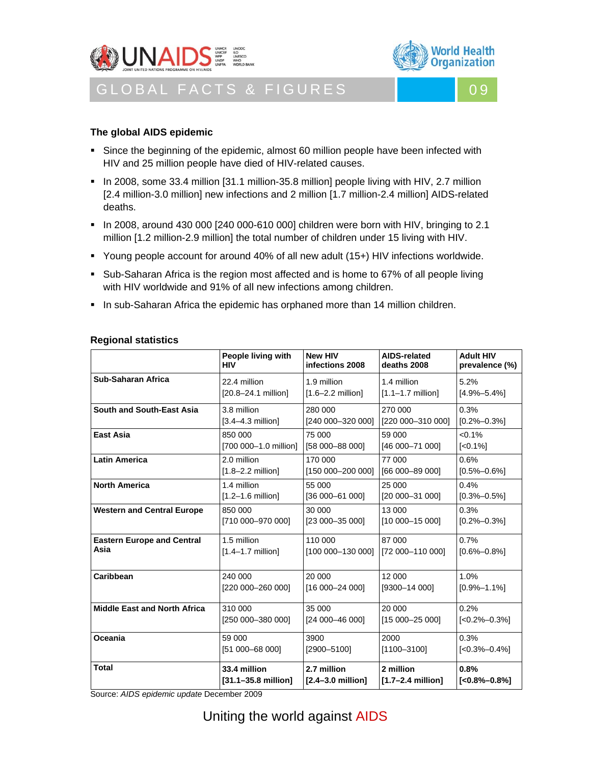# GLOBAL FACTS & FIGURES 09

## The global AIDS epidemic

- Since the beginning of the epidemic, almost 60 million people have been infected with HIV and 25 million people have died of HIV-related causes.
- In 2008, some 33.4 million [31.1 million-35.8 million] people living with HIV, 2.7 million [2.4 million-3.0 million] new infections and 2 million [1.7 million-2.4 million] AIDS-related deaths.
- In 2008, around 430 000 [240 000-610 000] children were born with HIV, bringing to 2.1 million [1.2 million-2.9 million] the total number of children under 15 living with HIV.
- Young people account for around 40% of all new adult (15+) HIV infections worldwide.
- Sub-Saharan Africa is the region most affected and is home to 67% of all people living with HIV worldwide and 91% of all new infections among children.
- In sub-Saharan Africa the epidemic has orphaned more than 14 million children.

## Regional statistics

| | People living with HIV | New HIV infections 2008 | AIDS-related deaths 2008 | Adult HIV prevalence (%) |
|---|---|---|---|---|
| **Sub-Saharan Africa** | 22.4 million [20.8–24.1 million] | 1.9 million [1.6–2.2 million] | 1.4 million [1.1–1.7 million] | 5.2% [4.9%–5.4%] |
| **South and South-East Asia** | 3.8 million [3.4–4.3 million] | 280 000 [240 000–320 000] | 270 000 [220 000–310 000] | 0.3% [0.2%–0.3%] |
| **East Asia** | 850 000 [700 000–1.0 million] | 75 000 [58 000–88 000] | 59 000 [46 000–71 000] | <0.1% [<0.1%] |
| **Latin America** | 2.0 million [1.8–2.2 million] | 170 000 [150 000–200 000] | 77 000 [66 000–89 000] | 0.6% [0.5%–0.6%] |
| **North America** | 1.4 million [1.2–1.6 million] | 55 000 [36 000–61 000] | 25 000 [20 000–31 000] | 0.4% [0.3%–0.5%] |
| **Western and Central Europe** | 850 000 [710 000–970 000] | 30 000 [23 000–35 000] | 13 000 [10 000–15 000] | 0.3% [0.2%–0.3%] |
| **Eastern Europe and Central Asia** | 1.5 million [1.4–1.7 million] | 110 000 [100 000–130 000] | 87 000 [72 000–110 000] | 0.7% [0.6%–0.8%] |
| **Caribbean** | 240 000 [220 000–260 000] | 20 000 [16 000–24 000] | 12 000 [9300–14 000] | 1.0% [0.9%–1.1%] |
| **Middle East and North Africa** | 310 000 [250 000–380 000] | 35 000 [24 000–46 000] | 20 000 [15 000–25 000] | 0.2% [<0.2%–0.3%] |
| **Oceania** | 59 000 [51 000–68 000] | 3900 [2900–5100] | 2000 [1100–3100] | 0.3% [<0.3%–0.4%] |
| **Total** | **33.4 million [31.1–35.8 million]** | **2.7 million [2.4–3.0 million]** | **2 million [1.7–2.4 million]** | **0.8% [<0.8%–0.8%]** |

Source: *AIDS epidemic update* December 2009

Uniting the world against AIDS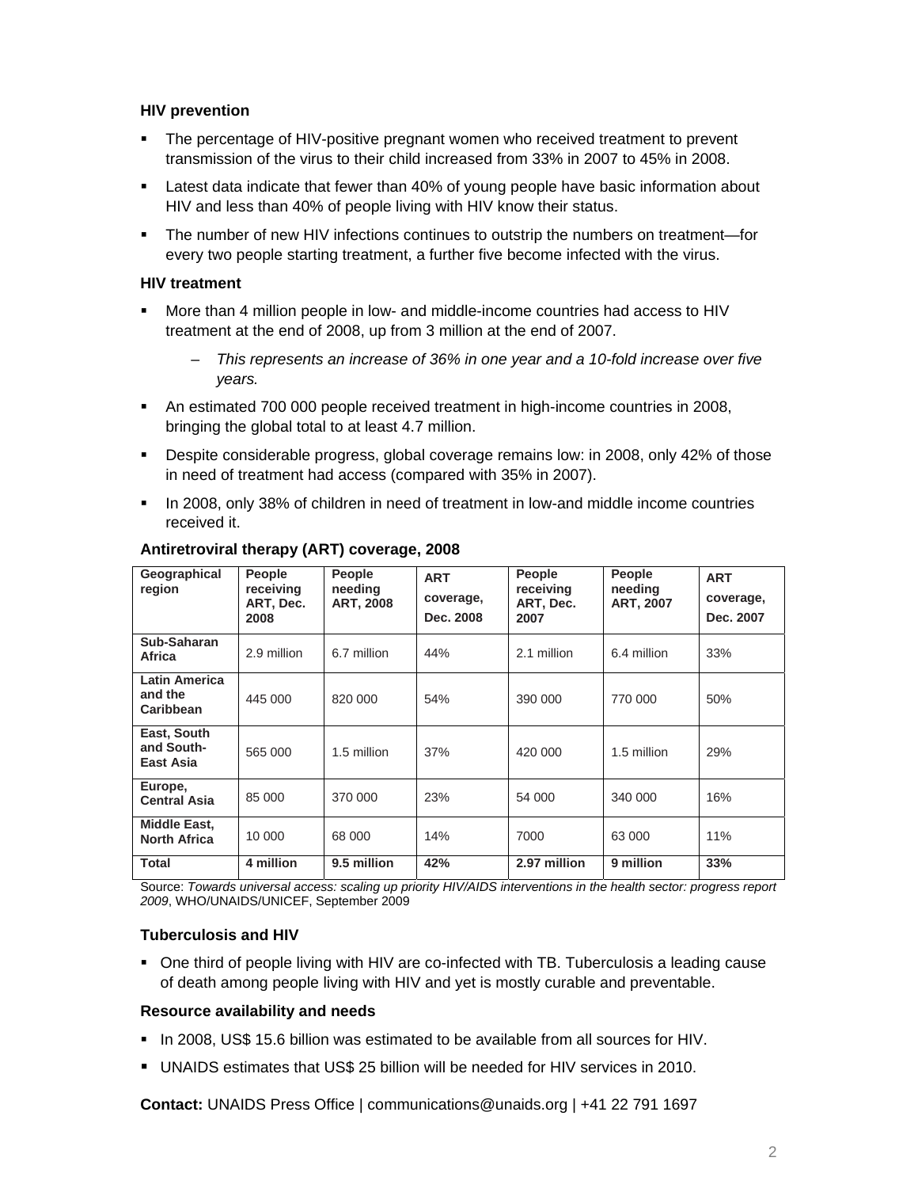**HIV prevention**

- The percentage of HIV-positive pregnant women who received treatment to prevent transmission of the virus to their child increased from 33% in 2007 to 45% in 2008.
- Latest data indicate that fewer than 40% of young people have basic information about HIV and less than 40% of people living with HIV know their status.
- The number of new HIV infections continues to outstrip the numbers on treatment—for every two people starting treatment, a further five become infected with the virus.

**HIV treatment**

- More than 4 million people in low- and middle-income countries had access to HIV treatment at the end of 2008, up from 3 million at the end of 2007.
  - *This represents an increase of 36% in one year and a 10-fold increase over five years.*
- An estimated 700 000 people received treatment in high-income countries in 2008, bringing the global total to at least 4.7 million.
- Despite considerable progress, global coverage remains low: in 2008, only 42% of those in need of treatment had access (compared with 35% in 2007).
- In 2008, only 38% of children in need of treatment in low-and middle income countries received it.

**Antiretroviral therapy (ART) coverage, 2008**

| Geographical region | People receiving ART, Dec. 2008 | People needing ART, 2008 | ART coverage, Dec. 2008 | People receiving ART, Dec. 2007 | People needing ART, 2007 | ART coverage, Dec. 2007 |
|---|---|---|---|---|---|---|
| **Sub-Saharan Africa** | 2.9 million | 6.7 million | 44% | 2.1 million | 6.4 million | 33% |
| **Latin America and the Caribbean** | 445 000 | 820 000 | 54% | 390 000 | 770 000 | 50% |
| **East, South and South-East Asia** | 565 000 | 1.5 million | 37% | 420 000 | 1.5 million | 29% |
| **Europe, Central Asia** | 85 000 | 370 000 | 23% | 54 000 | 340 000 | 16% |
| **Middle East, North Africa** | 10 000 | 68 000 | 14% | 7000 | 63 000 | 11% |
| **Total** | **4 million** | **9.5 million** | **42%** | **2.97 million** | **9 million** | **33%** |

Source: *Towards universal access: scaling up priority HIV/AIDS interventions in the health sector: progress report 2009*, WHO/UNAIDS/UNICEF, September 2009

**Tuberculosis and HIV**

- One third of people living with HIV are co-infected with TB. Tuberculosis a leading cause of death among people living with HIV and yet is mostly curable and preventable.

**Resource availability and needs**

- In 2008, US$ 15.6 billion was estimated to be available from all sources for HIV.
- UNAIDS estimates that US$ 25 billion will be needed for HIV services in 2010.

**Contact:** UNAIDS Press Office | communications@unaids.org | +41 22 791 1697